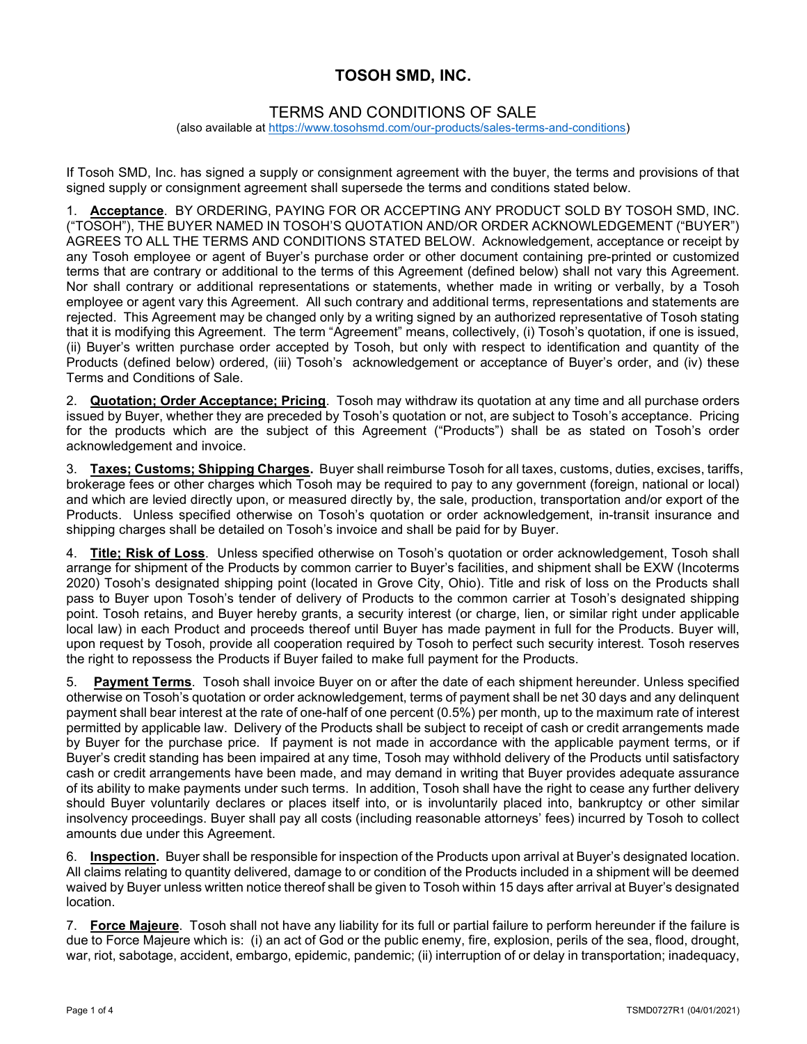# TOSOH SMD, INC.

## TERMS AND CONDITIONS OF SALE

(also available at https://www.tosohsmd.com/our-products/sales-terms-and-conditions)

If Tosoh SMD, Inc. has signed a supply or consignment agreement with the buyer, the terms and provisions of that signed supply or consignment agreement shall supersede the terms and conditions stated below.

1. **Acceptance**. BY ORDERING, PAYING FOR OR ACCEPTING ANY PRODUCT SOLD BY TOSOH SMD, INC. ("TOSOH"), THE BUYER NAMED IN TOSOH'S QUOTATION AND/OR ORDER ACKNOWLEDGEMENT ("BUYER") AGREES TO ALL THE TERMS AND CONDITIONS STATED BELOW. Acknowledgement, acceptance or receipt by any Tosoh employee or agent of Buyer's purchase order or other document containing pre-printed or customized terms that are contrary or additional to the terms of this Agreement (defined below) shall not vary this Agreement. Nor shall contrary or additional representations or statements, whether made in writing or verbally, by a Tosoh employee or agent vary this Agreement. All such contrary and additional terms, representations and statements are rejected. This Agreement may be changed only by a writing signed by an authorized representative of Tosoh stating that it is modifying this Agreement. The term "Agreement" means, collectively, (i) Tosoh's quotation, if one is issued, (ii) Buyer's written purchase order accepted by Tosoh, but only with respect to identification and quantity of the Products (defined below) ordered, (iii) Tosoh's acknowledgement or acceptance of Buyer's order, and (iv) these Terms and Conditions of Sale.

2. **Quotation; Order Acceptance; Pricing**. Tosoh may withdraw its quotation at any time and all purchase orders issued by Buyer, whether they are preceded by Tosoh's quotation or not, are subject to Tosoh's acceptance. Pricing for the products which are the subject of this Agreement ("Products") shall be as stated on Tosoh's order acknowledgement and invoice.

3. **Taxes; Customs; Shipping Charges.** Buyer shall reimburse Tosoh for all taxes, customs, duties, excises, tariffs, brokerage fees or other charges which Tosoh may be required to pay to any government (foreign, national or local) and which are levied directly upon, or measured directly by, the sale, production, transportation and/or export of the Products. Unless specified otherwise on Tosoh's quotation or order acknowledgement, in-transit insurance and shipping charges shall be detailed on Tosoh's invoice and shall be paid for by Buyer.

4. **Title; Risk of Loss**. Unless specified otherwise on Tosoh's quotation or order acknowledgement, Tosoh shall arrange for shipment of the Products by common carrier to Buyer's facilities, and shipment shall be EXW (Incoterms 2020) Tosoh's designated shipping point (located in Grove City, Ohio). Title and risk of loss on the Products shall pass to Buyer upon Tosoh's tender of delivery of Products to the common carrier at Tosoh's designated shipping point. Tosoh retains, and Buyer hereby grants, a security interest (or charge, lien, or similar right under applicable local law) in each Product and proceeds thereof until Buyer has made payment in full for the Products. Buyer will, upon request by Tosoh, provide all cooperation required by Tosoh to perfect such security interest. Tosoh reserves the right to repossess the Products if Buyer failed to make full payment for the Products.

5. **Payment Terms**. Tosoh shall invoice Buyer on or after the date of each shipment hereunder. Unless specified otherwise on Tosoh's quotation or order acknowledgement, terms of payment shall be net 30 days and any delinquent payment shall bear interest at the rate of one-half of one percent (0.5%) per month, up to the maximum rate of interest permitted by applicable law. Delivery of the Products shall be subject to receipt of cash or credit arrangements made by Buyer for the purchase price. If payment is not made in accordance with the applicable payment terms, or if Buyer's credit standing has been impaired at any time, Tosoh may withhold delivery of the Products until satisfactory cash or credit arrangements have been made, and may demand in writing that Buyer provides adequate assurance of its ability to make payments under such terms. In addition, Tosoh shall have the right to cease any further delivery should Buyer voluntarily declares or places itself into, or is involuntarily placed into, bankruptcy or other similar insolvency proceedings. Buyer shall pay all costs (including reasonable attorneys' fees) incurred by Tosoh to collect amounts due under this Agreement.

6. **Inspection.** Buyer shall be responsible for inspection of the Products upon arrival at Buyer's designated location. All claims relating to quantity delivered, damage to or condition of the Products included in a shipment will be deemed waived by Buyer unless written notice thereof shall be given to Tosoh within 15 days after arrival at Buyer's designated location.

7. **Force Majeure**. Tosoh shall not have any liability for its full or partial failure to perform hereunder if the failure is due to Force Majeure which is: (i) an act of God or the public enemy, fire, explosion, perils of the sea, flood, drought, war, riot, sabotage, accident, embargo, epidemic, pandemic; (ii) interruption of or delay in transportation; inadequacy,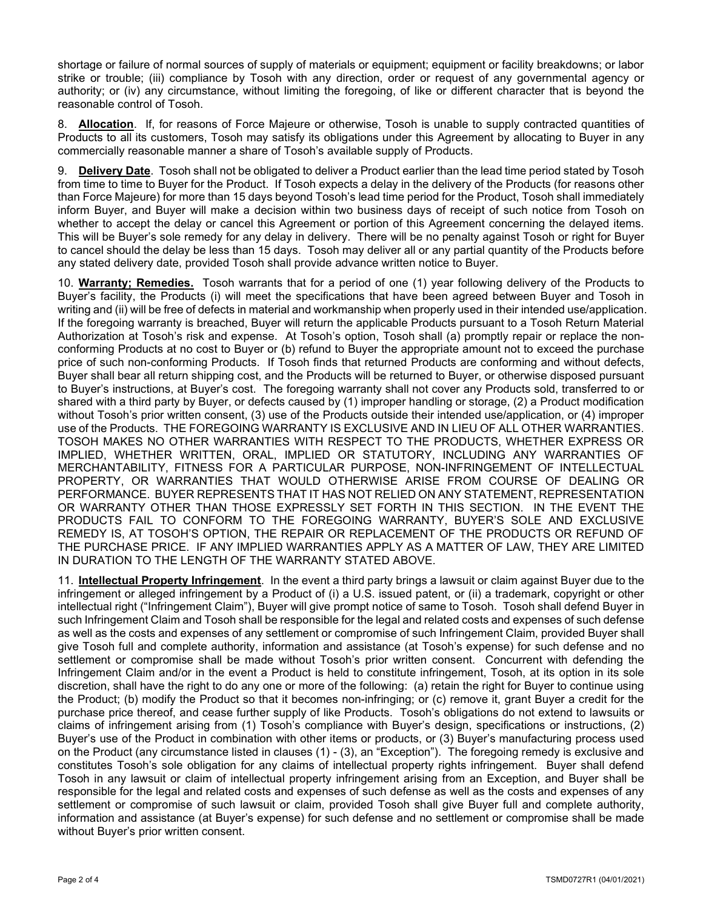shortage or failure of normal sources of supply of materials or equipment; equipment or facility breakdowns; or labor strike or trouble; (iii) compliance by Tosoh with any direction, order or request of any governmental agency or authority; or (iv) any circumstance, without limiting the foregoing, of like or different character that is beyond the reasonable control of Tosoh.

8. **Allocation**. If, for reasons of Force Majeure or otherwise, Tosoh is unable to supply contracted quantities of Products to all its customers, Tosoh may satisfy its obligations under this Agreement by allocating to Buyer in any commercially reasonable manner a share of Tosoh's available supply of Products.

9. **Delivery Date**. Tosoh shall not be obligated to deliver a Product earlier than the lead time period stated by Tosoh from time to time to Buyer for the Product. If Tosoh expects a delay in the delivery of the Products (for reasons other than Force Majeure) for more than 15 days beyond Tosoh's lead time period for the Product, Tosoh shall immediately inform Buyer, and Buyer will make a decision within two business days of receipt of such notice from Tosoh on whether to accept the delay or cancel this Agreement or portion of this Agreement concerning the delayed items. This will be Buyer's sole remedy for any delay in delivery. There will be no penalty against Tosoh or right for Buyer to cancel should the delay be less than 15 days. Tosoh may deliver all or any partial quantity of the Products before any stated delivery date, provided Tosoh shall provide advance written notice to Buyer.

10. **Warranty; Remedies.** Tosoh warrants that for a period of one (1) year following delivery of the Products to Buyer's facility, the Products (i) will meet the specifications that have been agreed between Buyer and Tosoh in writing and (ii) will be free of defects in material and workmanship when properly used in their intended use/application. If the foregoing warranty is breached, Buyer will return the applicable Products pursuant to a Tosoh Return Material Authorization at Tosoh's risk and expense. At Tosoh's option, Tosoh shall (a) promptly repair or replace the non-conforming Products at no cost to Buyer or (b) refund to Buyer the appropriate amount not to exceed the purchase price of such non-conforming Products. If Tosoh finds that returned Products are conforming and without defects, Buyer shall bear all return shipping cost, and the Products will be returned to Buyer, or otherwise disposed pursuant to Buyer's instructions, at Buyer's cost. The foregoing warranty shall not cover any Products sold, transferred to or shared with a third party by Buyer, or defects caused by (1) improper handling or storage, (2) a Product modification without Tosoh's prior written consent, (3) use of the Products outside their intended use/application, or (4) improper use of the Products. THE FOREGOING WARRANTY IS EXCLUSIVE AND IN LIEU OF ALL OTHER WARRANTIES. TOSOH MAKES NO OTHER WARRANTIES WITH RESPECT TO THE PRODUCTS, WHETHER EXPRESS OR IMPLIED, WHETHER WRITTEN, ORAL, IMPLIED OR STATUTORY, INCLUDING ANY WARRANTIES OF MERCHANTABILITY, FITNESS FOR A PARTICULAR PURPOSE, NON-INFRINGEMENT OF INTELLECTUAL PROPERTY, OR WARRANTIES THAT WOULD OTHERWISE ARISE FROM COURSE OF DEALING OR PERFORMANCE. BUYER REPRESENTS THAT IT HAS NOT RELIED ON ANY STATEMENT, REPRESENTATION OR WARRANTY OTHER THAN THOSE EXPRESSLY SET FORTH IN THIS SECTION. IN THE EVENT THE PRODUCTS FAIL TO CONFORM TO THE FOREGOING WARRANTY, BUYER'S SOLE AND EXCLUSIVE REMEDY IS, AT TOSOH'S OPTION, THE REPAIR OR REPLACEMENT OF THE PRODUCTS OR REFUND OF THE PURCHASE PRICE. IF ANY IMPLIED WARRANTIES APPLY AS A MATTER OF LAW, THEY ARE LIMITED IN DURATION TO THE LENGTH OF THE WARRANTY STATED ABOVE.

11. **Intellectual Property Infringement**. In the event a third party brings a lawsuit or claim against Buyer due to the infringement or alleged infringement by a Product of (i) a U.S. issued patent, or (ii) a trademark, copyright or other intellectual right ("Infringement Claim"), Buyer will give prompt notice of same to Tosoh. Tosoh shall defend Buyer in such Infringement Claim and Tosoh shall be responsible for the legal and related costs and expenses of such defense as well as the costs and expenses of any settlement or compromise of such Infringement Claim, provided Buyer shall give Tosoh full and complete authority, information and assistance (at Tosoh's expense) for such defense and no settlement or compromise shall be made without Tosoh's prior written consent. Concurrent with defending the Infringement Claim and/or in the event a Product is held to constitute infringement, Tosoh, at its option in its sole discretion, shall have the right to do any one or more of the following: (a) retain the right for Buyer to continue using the Product; (b) modify the Product so that it becomes non-infringing; or (c) remove it, grant Buyer a credit for the purchase price thereof, and cease further supply of like Products. Tosoh's obligations do not extend to lawsuits or claims of infringement arising from (1) Tosoh's compliance with Buyer's design, specifications or instructions, (2) Buyer's use of the Product in combination with other items or products, or (3) Buyer's manufacturing process used on the Product (any circumstance listed in clauses (1) - (3), an "Exception"). The foregoing remedy is exclusive and constitutes Tosoh's sole obligation for any claims of intellectual property rights infringement. Buyer shall defend Tosoh in any lawsuit or claim of intellectual property infringement arising from an Exception, and Buyer shall be responsible for the legal and related costs and expenses of such defense as well as the costs and expenses of any settlement or compromise of such lawsuit or claim, provided Tosoh shall give Buyer full and complete authority, information and assistance (at Buyer's expense) for such defense and no settlement or compromise shall be made without Buyer's prior written consent.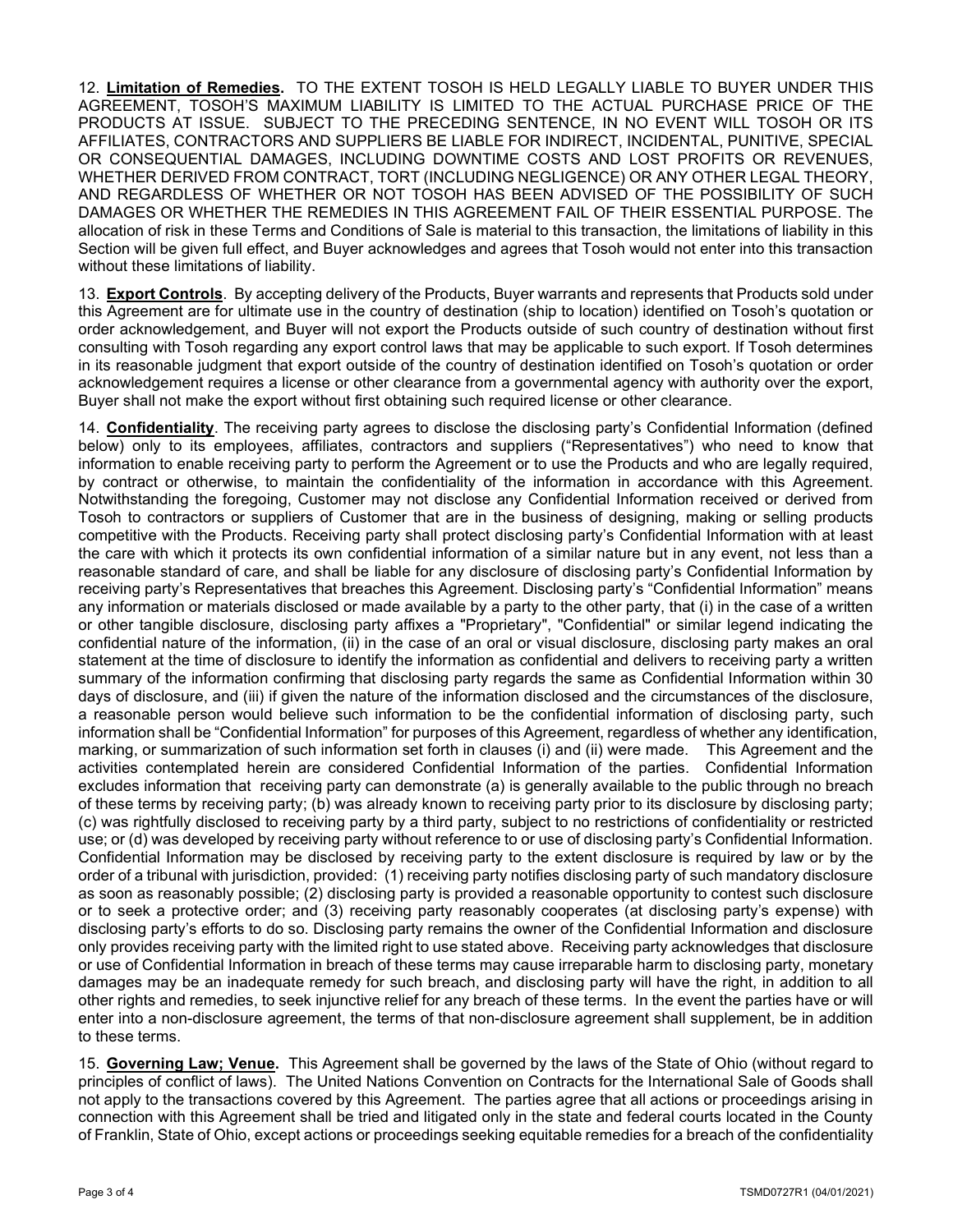12. **Limitation of Remedies.** TO THE EXTENT TOSOH IS HELD LEGALLY LIABLE TO BUYER UNDER THIS AGREEMENT, TOSOH'S MAXIMUM LIABILITY IS LIMITED TO THE ACTUAL PURCHASE PRICE OF THE PRODUCTS AT ISSUE. SUBJECT TO THE PRECEDING SENTENCE, IN NO EVENT WILL TOSOH OR ITS AFFILIATES, CONTRACTORS AND SUPPLIERS BE LIABLE FOR INDIRECT, INCIDENTAL, PUNITIVE, SPECIAL OR CONSEQUENTIAL DAMAGES, INCLUDING DOWNTIME COSTS AND LOST PROFITS OR REVENUES, WHETHER DERIVED FROM CONTRACT, TORT (INCLUDING NEGLIGENCE) OR ANY OTHER LEGAL THEORY, AND REGARDLESS OF WHETHER OR NOT TOSOH HAS BEEN ADVISED OF THE POSSIBILITY OF SUCH DAMAGES OR WHETHER THE REMEDIES IN THIS AGREEMENT FAIL OF THEIR ESSENTIAL PURPOSE. The allocation of risk in these Terms and Conditions of Sale is material to this transaction, the limitations of liability in this Section will be given full effect, and Buyer acknowledges and agrees that Tosoh would not enter into this transaction without these limitations of liability.

13. **Export Controls**. By accepting delivery of the Products, Buyer warrants and represents that Products sold under this Agreement are for ultimate use in the country of destination (ship to location) identified on Tosoh's quotation or order acknowledgement, and Buyer will not export the Products outside of such country of destination without first consulting with Tosoh regarding any export control laws that may be applicable to such export. If Tosoh determines in its reasonable judgment that export outside of the country of destination identified on Tosoh's quotation or order acknowledgement requires a license or other clearance from a governmental agency with authority over the export, Buyer shall not make the export without first obtaining such required license or other clearance.

14. **Confidentiality**. The receiving party agrees to disclose the disclosing party's Confidential Information (defined below) only to its employees, affiliates, contractors and suppliers ("Representatives") who need to know that information to enable receiving party to perform the Agreement or to use the Products and who are legally required, by contract or otherwise, to maintain the confidentiality of the information in accordance with this Agreement. Notwithstanding the foregoing, Customer may not disclose any Confidential Information received or derived from Tosoh to contractors or suppliers of Customer that are in the business of designing, making or selling products competitive with the Products. Receiving party shall protect disclosing party's Confidential Information with at least the care with which it protects its own confidential information of a similar nature but in any event, not less than a reasonable standard of care, and shall be liable for any disclosure of disclosing party's Confidential Information by receiving party's Representatives that breaches this Agreement. Disclosing party's "Confidential Information" means any information or materials disclosed or made available by a party to the other party, that (i) in the case of a written or other tangible disclosure, disclosing party affixes a "Proprietary", "Confidential" or similar legend indicating the confidential nature of the information, (ii) in the case of an oral or visual disclosure, disclosing party makes an oral statement at the time of disclosure to identify the information as confidential and delivers to receiving party a written summary of the information confirming that disclosing party regards the same as Confidential Information within 30 days of disclosure, and (iii) if given the nature of the information disclosed and the circumstances of the disclosure, a reasonable person would believe such information to be the confidential information of disclosing party, such information shall be "Confidential Information" for purposes of this Agreement, regardless of whether any identification, marking, or summarization of such information set forth in clauses (i) and (ii) were made. This Agreement and the activities contemplated herein are considered Confidential Information of the parties. Confidential Information excludes information that receiving party can demonstrate (a) is generally available to the public through no breach of these terms by receiving party; (b) was already known to receiving party prior to its disclosure by disclosing party; (c) was rightfully disclosed to receiving party by a third party, subject to no restrictions of confidentiality or restricted use; or (d) was developed by receiving party without reference to or use of disclosing party's Confidential Information. Confidential Information may be disclosed by receiving party to the extent disclosure is required by law or by the order of a tribunal with jurisdiction, provided: (1) receiving party notifies disclosing party of such mandatory disclosure as soon as reasonably possible; (2) disclosing party is provided a reasonable opportunity to contest such disclosure or to seek a protective order; and (3) receiving party reasonably cooperates (at disclosing party's expense) with disclosing party's efforts to do so. Disclosing party remains the owner of the Confidential Information and disclosure only provides receiving party with the limited right to use stated above. Receiving party acknowledges that disclosure or use of Confidential Information in breach of these terms may cause irreparable harm to disclosing party, monetary damages may be an inadequate remedy for such breach, and disclosing party will have the right, in addition to all other rights and remedies, to seek injunctive relief for any breach of these terms. In the event the parties have or will enter into a non-disclosure agreement, the terms of that non-disclosure agreement shall supplement, be in addition to these terms.

15. **Governing Law; Venue.** This Agreement shall be governed by the laws of the State of Ohio (without regard to principles of conflict of laws). The United Nations Convention on Contracts for the International Sale of Goods shall not apply to the transactions covered by this Agreement. The parties agree that all actions or proceedings arising in connection with this Agreement shall be tried and litigated only in the state and federal courts located in the County of Franklin, State of Ohio, except actions or proceedings seeking equitable remedies for a breach of the confidentiality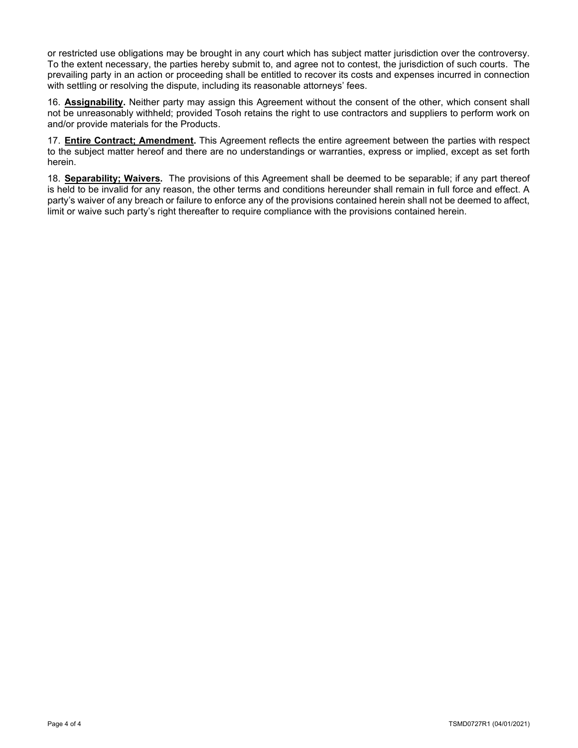or restricted use obligations may be brought in any court which has subject matter jurisdiction over the controversy. To the extent necessary, the parties hereby submit to, and agree not to contest, the jurisdiction of such courts. The prevailing party in an action or proceeding shall be entitled to recover its costs and expenses incurred in connection with settling or resolving the dispute, including its reasonable attorneys' fees.

16. **Assignability.** Neither party may assign this Agreement without the consent of the other, which consent shall not be unreasonably withheld; provided Tosoh retains the right to use contractors and suppliers to perform work on and/or provide materials for the Products.

17. **Entire Contract; Amendment.** This Agreement reflects the entire agreement between the parties with respect to the subject matter hereof and there are no understandings or warranties, express or implied, except as set forth herein.

18. **Separability; Waivers.** The provisions of this Agreement shall be deemed to be separable; if any part thereof is held to be invalid for any reason, the other terms and conditions hereunder shall remain in full force and effect. A party's waiver of any breach or failure to enforce any of the provisions contained herein shall not be deemed to affect, limit or waive such party's right thereafter to require compliance with the provisions contained herein.

TSMD0727R1 (04/01/2021)